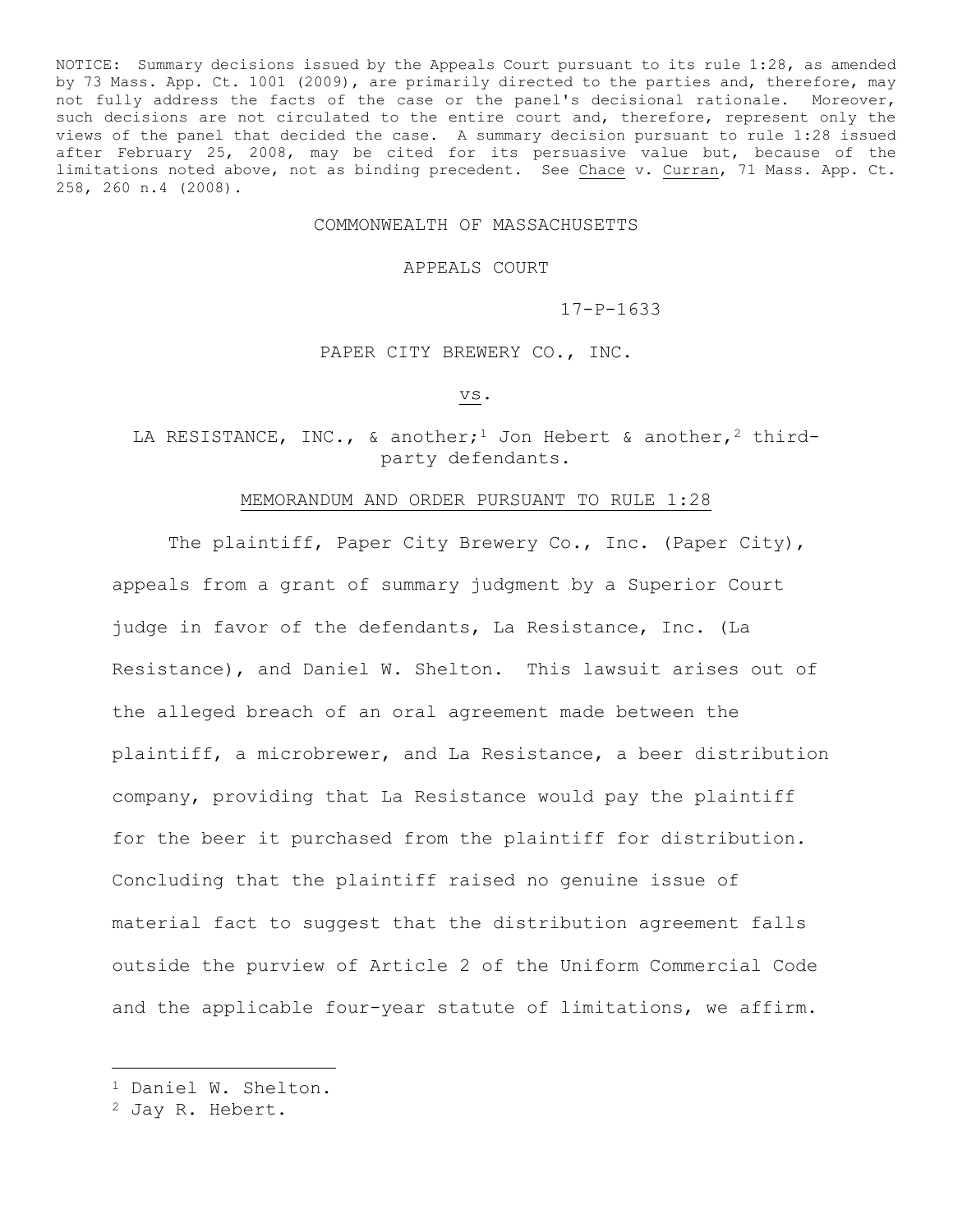NOTICE: Summary decisions issued by the Appeals Court pursuant to its rule 1:28, as amended by 73 Mass. App. Ct. 1001 (2009), are primarily directed to the parties and, therefore, may not fully address the facts of the case or the panel's decisional rationale. Moreover, such decisions are not circulated to the entire court and, therefore, represent only the views of the panel that decided the case. A summary decision pursuant to rule 1:28 issued after February 25, 2008, may be cited for its persuasive value but, because of the limitations noted above, not as binding precedent. See Chace v. Curran, 71 Mass. App. Ct. 258, 260 n.4 (2008).

COMMONWEALTH OF MASSACHUSETTS

APPEALS COURT

17-P-1633

PAPER CITY BREWERY CO., INC.

vs.

LA RESISTANCE, INC., & another;[1] Jon Hebert & another,[2] third-party defendants.

MEMORANDUM AND ORDER PURSUANT TO RULE 1:28

The plaintiff, Paper City Brewery Co., Inc. (Paper City), appeals from a grant of summary judgment by a Superior Court judge in favor of the defendants, La Resistance, Inc. (La Resistance), and Daniel W. Shelton. This lawsuit arises out of the alleged breach of an oral agreement made between the plaintiff, a microbrewer, and La Resistance, a beer distribution company, providing that La Resistance would pay the plaintiff for the beer it purchased from the plaintiff for distribution. Concluding that the plaintiff raised no genuine issue of material fact to suggest that the distribution agreement falls outside the purview of Article 2 of the Uniform Commercial Code and the applicable four-year statute of limitations, we affirm.

---

[1] Daniel W. Shelton.

[2] Jay R. Hebert.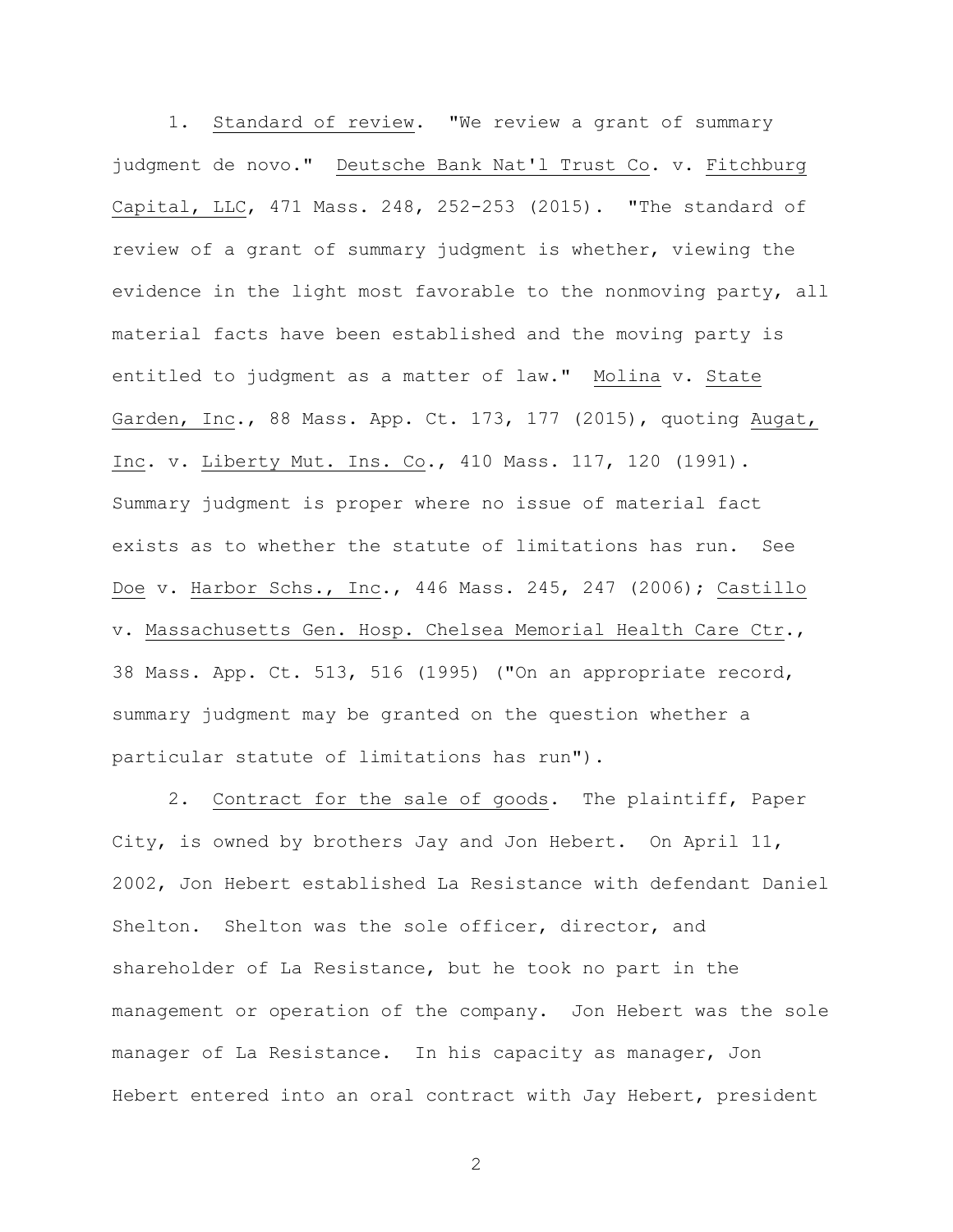1. Standard of review. "We review a grant of summary judgment de novo." Deutsche Bank Nat'l Trust Co. v. Fitchburg Capital, LLC, 471 Mass. 248, 252-253 (2015). "The standard of review of a grant of summary judgment is whether, viewing the evidence in the light most favorable to the nonmoving party, all material facts have been established and the moving party is entitled to judgment as a matter of law." Molina v. State Garden, Inc., 88 Mass. App. Ct. 173, 177 (2015), quoting Augat, Inc. v. Liberty Mut. Ins. Co., 410 Mass. 117, 120 (1991). Summary judgment is proper where no issue of material fact exists as to whether the statute of limitations has run. See Doe v. Harbor Schs., Inc., 446 Mass. 245, 247 (2006); Castillo v. Massachusetts Gen. Hosp. Chelsea Memorial Health Care Ctr., 38 Mass. App. Ct. 513, 516 (1995) ("On an appropriate record, summary judgment may be granted on the question whether a particular statute of limitations has run").

2. Contract for the sale of goods. The plaintiff, Paper City, is owned by brothers Jay and Jon Hebert. On April 11, 2002, Jon Hebert established La Resistance with defendant Daniel Shelton. Shelton was the sole officer, director, and shareholder of La Resistance, but he took no part in the management or operation of the company. Jon Hebert was the sole manager of La Resistance. In his capacity as manager, Jon Hebert entered into an oral contract with Jay Hebert, president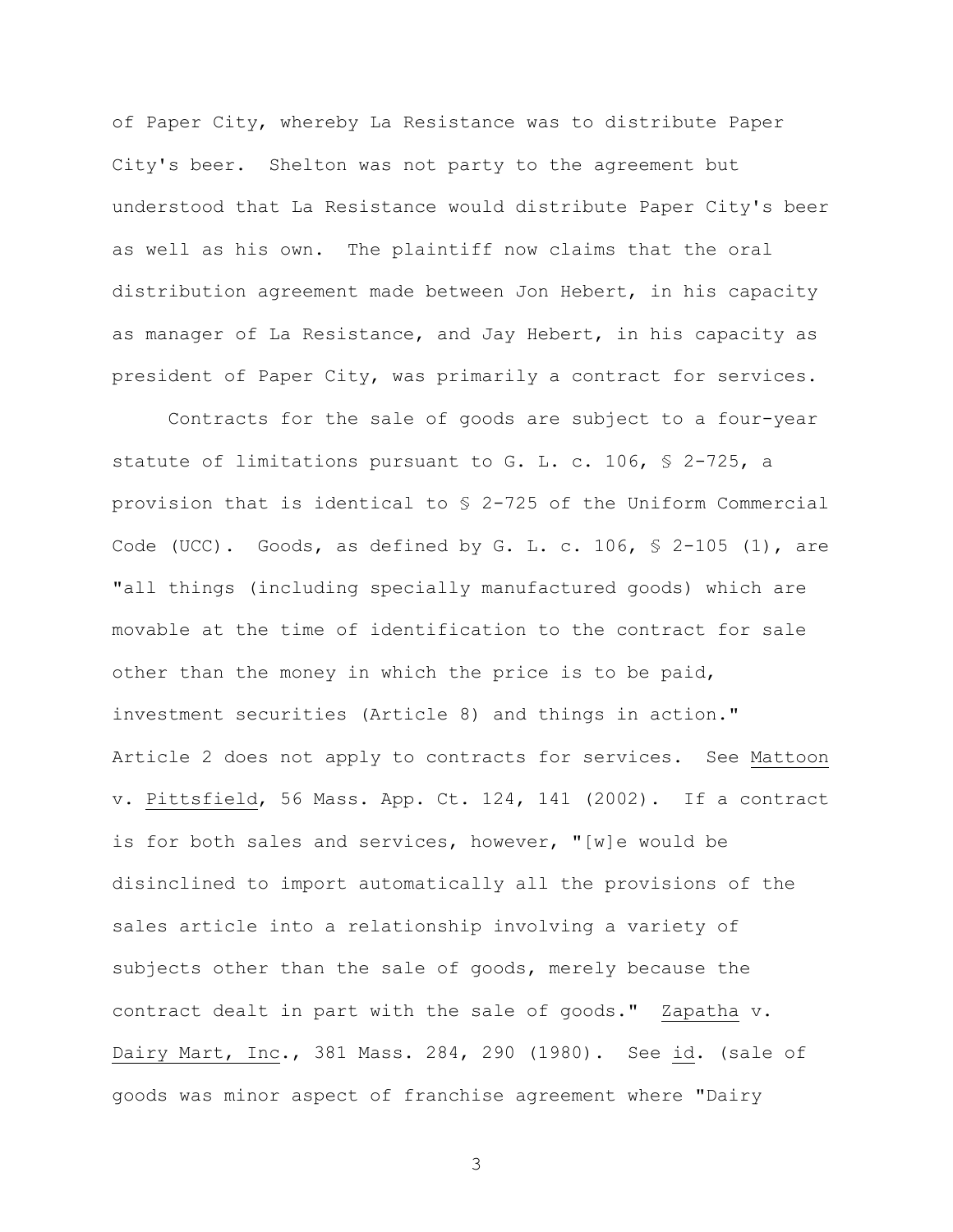of Paper City, whereby La Resistance was to distribute Paper City's beer. Shelton was not party to the agreement but understood that La Resistance would distribute Paper City's beer as well as his own. The plaintiff now claims that the oral distribution agreement made between Jon Hebert, in his capacity as manager of La Resistance, and Jay Hebert, in his capacity as president of Paper City, was primarily a contract for services.

Contracts for the sale of goods are subject to a four-year statute of limitations pursuant to G. L. c. 106, § 2-725, a provision that is identical to § 2-725 of the Uniform Commercial Code (UCC). Goods, as defined by G. L. c. 106, § 2-105 (1), are "all things (including specially manufactured goods) which are movable at the time of identification to the contract for sale other than the money in which the price is to be paid, investment securities (Article 8) and things in action." Article 2 does not apply to contracts for services. See Mattoon v. Pittsfield, 56 Mass. App. Ct. 124, 141 (2002). If a contract is for both sales and services, however, "[w]e would be disinclined to import automatically all the provisions of the sales article into a relationship involving a variety of subjects other than the sale of goods, merely because the contract dealt in part with the sale of goods." Zapatha v. Dairy Mart, Inc., 381 Mass. 284, 290 (1980). See id. (sale of goods was minor aspect of franchise agreement where "Dairy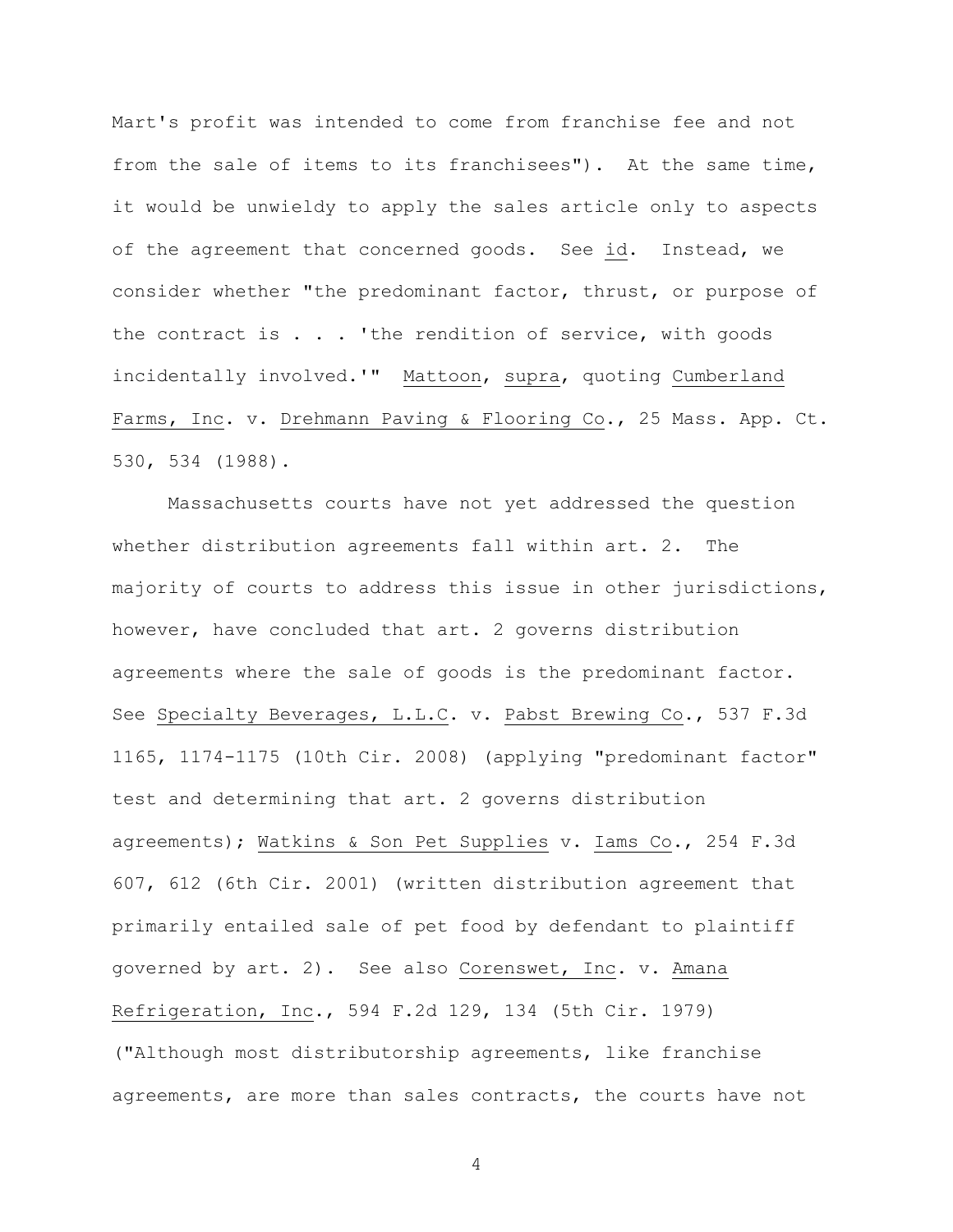Mart's profit was intended to come from franchise fee and not from the sale of items to its franchisees"). At the same time, it would be unwieldy to apply the sales article only to aspects of the agreement that concerned goods. See id. Instead, we consider whether "the predominant factor, thrust, or purpose of the contract is . . . 'the rendition of service, with goods incidentally involved.'" Mattoon, supra, quoting Cumberland Farms, Inc. v. Drehmann Paving & Flooring Co., 25 Mass. App. Ct. 530, 534 (1988).

Massachusetts courts have not yet addressed the question whether distribution agreements fall within art. 2. The majority of courts to address this issue in other jurisdictions, however, have concluded that art. 2 governs distribution agreements where the sale of goods is the predominant factor. See Specialty Beverages, L.L.C. v. Pabst Brewing Co., 537 F.3d 1165, 1174-1175 (10th Cir. 2008) (applying "predominant factor" test and determining that art. 2 governs distribution agreements); Watkins & Son Pet Supplies v. Iams Co., 254 F.3d 607, 612 (6th Cir. 2001) (written distribution agreement that primarily entailed sale of pet food by defendant to plaintiff governed by art. 2). See also Corenswet, Inc. v. Amana Refrigeration, Inc., 594 F.2d 129, 134 (5th Cir. 1979) ("Although most distributorship agreements, like franchise agreements, are more than sales contracts, the courts have not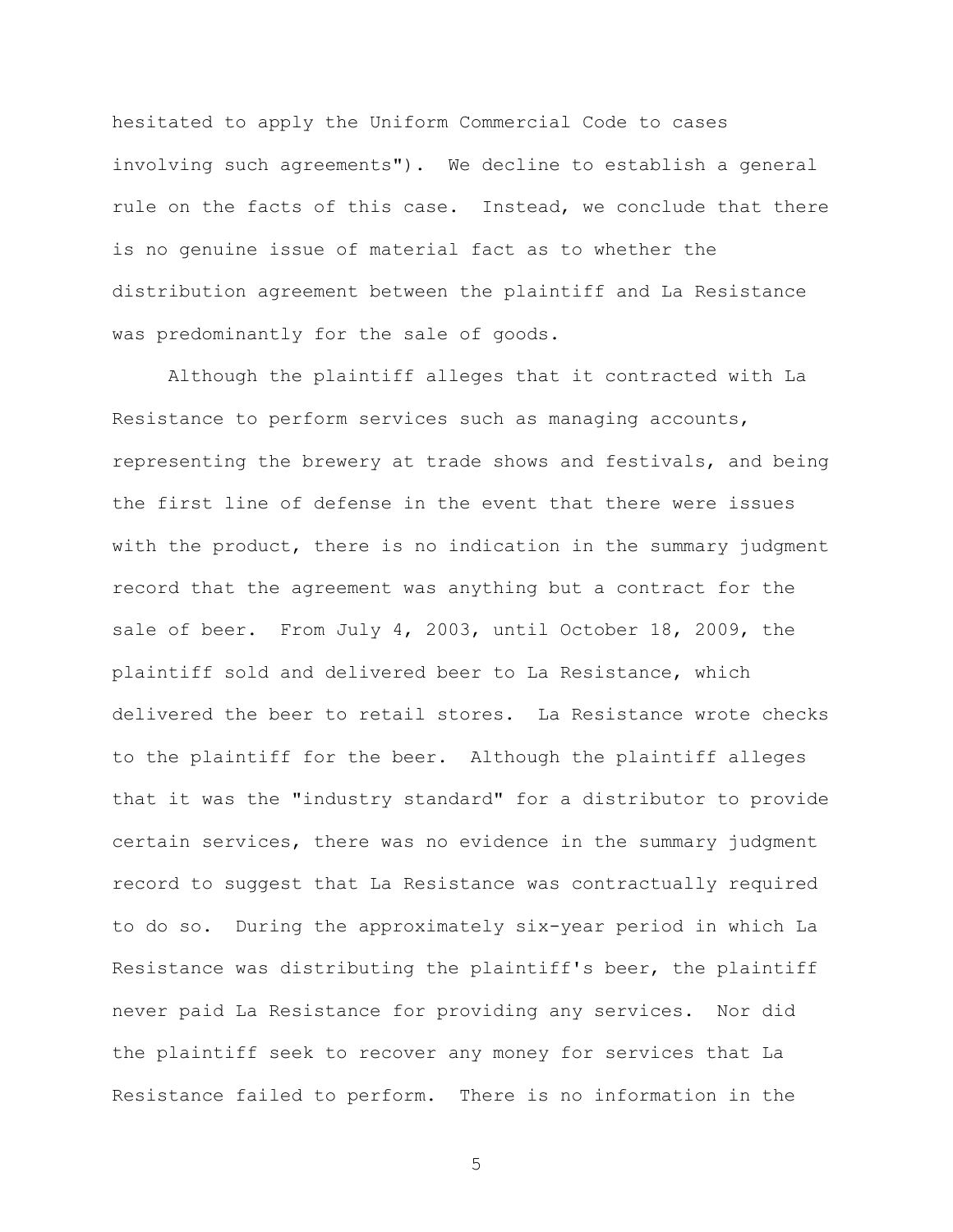hesitated to apply the Uniform Commercial Code to cases involving such agreements"). We decline to establish a general rule on the facts of this case. Instead, we conclude that there is no genuine issue of material fact as to whether the distribution agreement between the plaintiff and La Resistance was predominantly for the sale of goods.

Although the plaintiff alleges that it contracted with La Resistance to perform services such as managing accounts, representing the brewery at trade shows and festivals, and being the first line of defense in the event that there were issues with the product, there is no indication in the summary judgment record that the agreement was anything but a contract for the sale of beer. From July 4, 2003, until October 18, 2009, the plaintiff sold and delivered beer to La Resistance, which delivered the beer to retail stores. La Resistance wrote checks to the plaintiff for the beer. Although the plaintiff alleges that it was the "industry standard" for a distributor to provide certain services, there was no evidence in the summary judgment record to suggest that La Resistance was contractually required to do so. During the approximately six-year period in which La Resistance was distributing the plaintiff's beer, the plaintiff never paid La Resistance for providing any services. Nor did the plaintiff seek to recover any money for services that La Resistance failed to perform. There is no information in the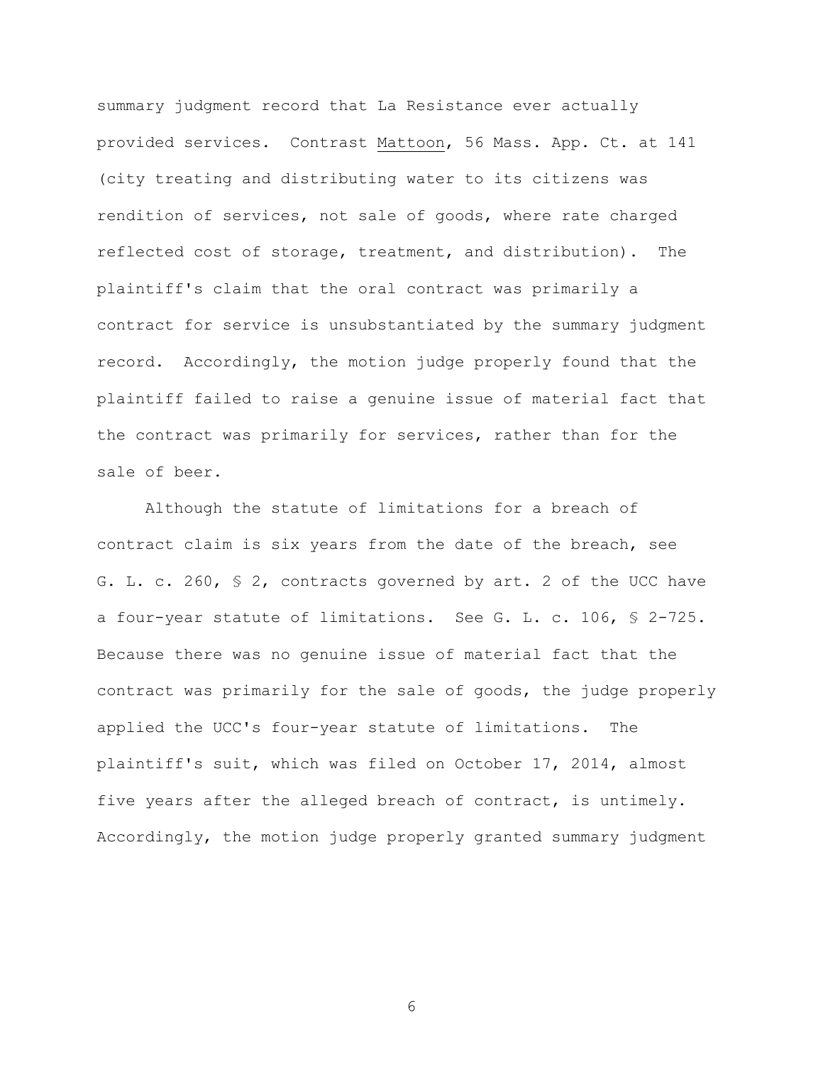summary judgment record that La Resistance ever actually provided services. Contrast Mattoon, 56 Mass. App. Ct. at 141 (city treating and distributing water to its citizens was rendition of services, not sale of goods, where rate charged reflected cost of storage, treatment, and distribution). The plaintiff's claim that the oral contract was primarily a contract for service is unsubstantiated by the summary judgment record. Accordingly, the motion judge properly found that the plaintiff failed to raise a genuine issue of material fact that the contract was primarily for services, rather than for the sale of beer.

Although the statute of limitations for a breach of contract claim is six years from the date of the breach, see G. L. c. 260, § 2, contracts governed by art. 2 of the UCC have a four-year statute of limitations. See G. L. c. 106, § 2-725. Because there was no genuine issue of material fact that the contract was primarily for the sale of goods, the judge properly applied the UCC's four-year statute of limitations. The plaintiff's suit, which was filed on October 17, 2014, almost five years after the alleged breach of contract, is untimely. Accordingly, the motion judge properly granted summary judgment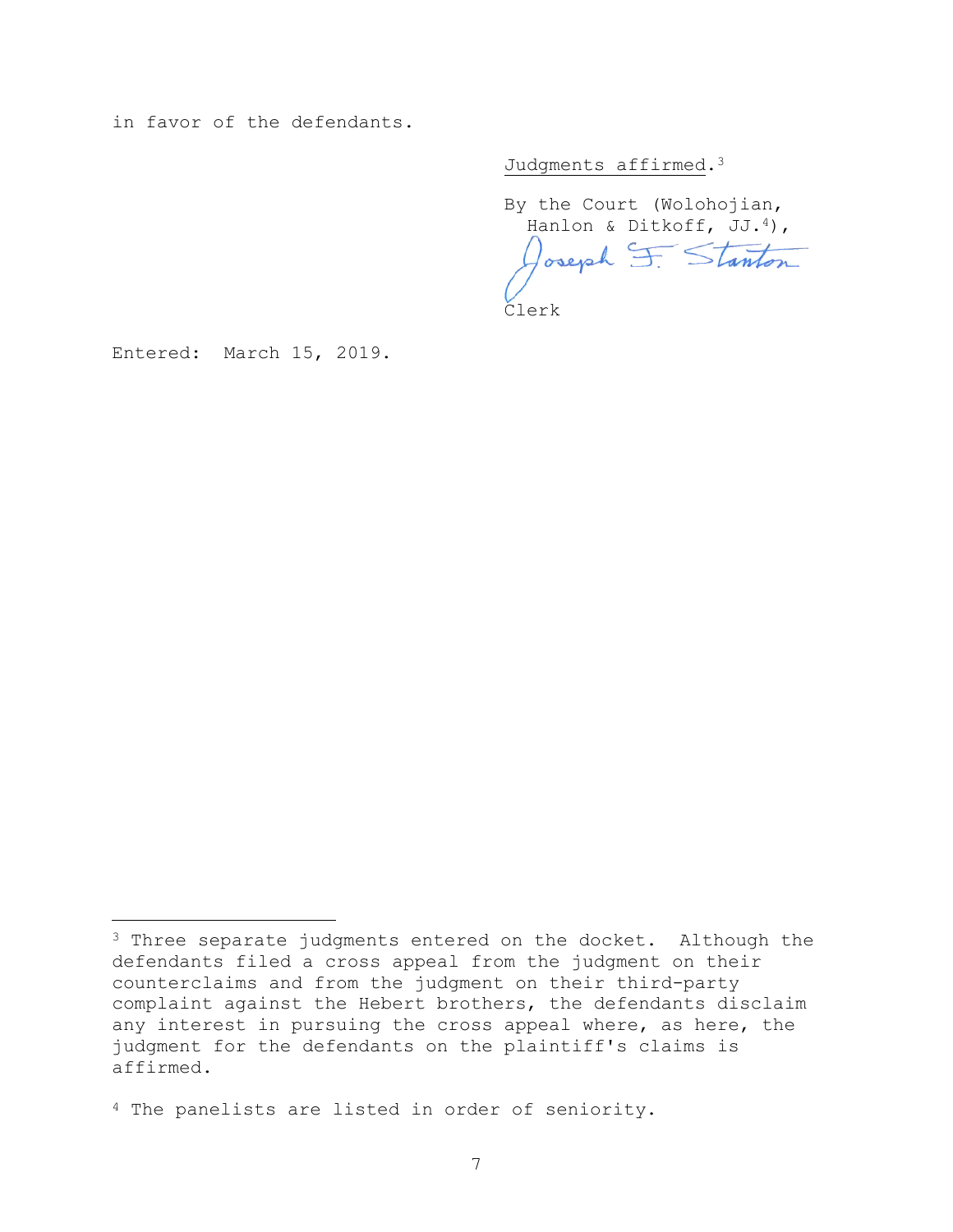in favor of the defendants.

Judgments affirmed.[3]

By the Court (Wolohojian, Hanlon & Ditkoff, JJ.[4]),

Joseph F. Stanton

Clerk

Entered: March 15, 2019.

---

[3] Three separate judgments entered on the docket. Although the defendants filed a cross appeal from the judgment on their counterclaims and from the judgment on their third-party complaint against the Hebert brothers, the defendants disclaim any interest in pursuing the cross appeal where, as here, the judgment for the defendants on the plaintiff's claims is affirmed.

[4] The panelists are listed in order of seniority.